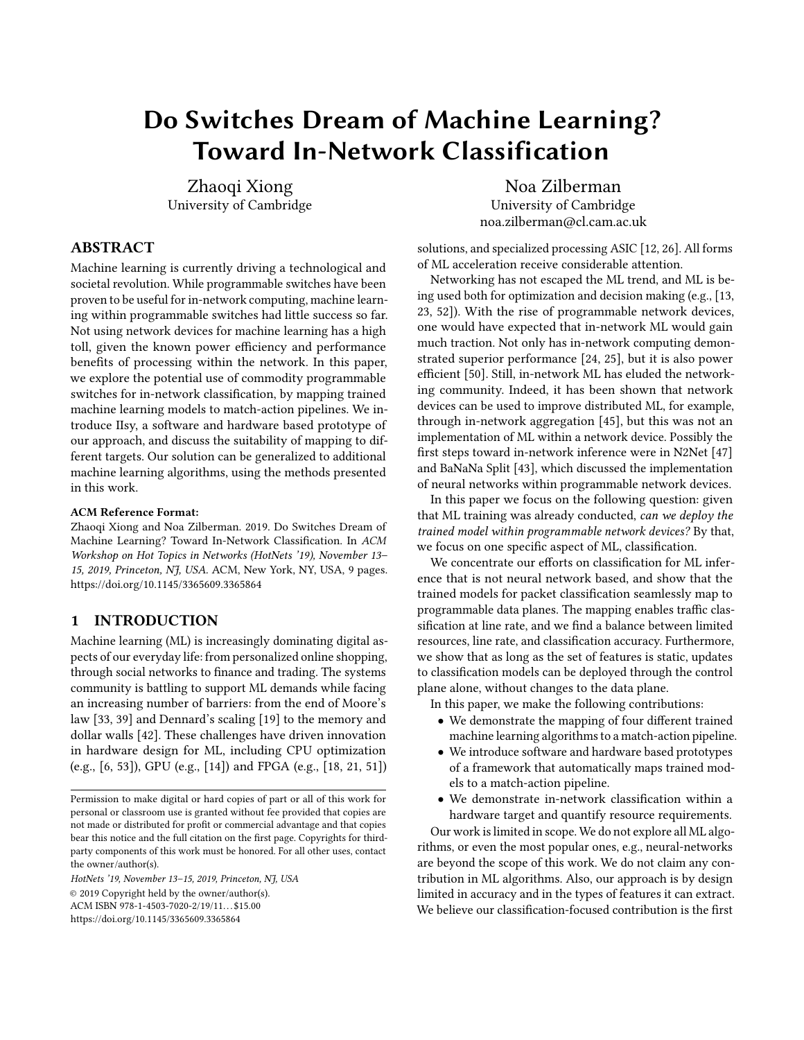# Do Switches Dream of Machine Learning? Toward In-Network Classification

Zhaoqi Xiong
University of Cambridge

Noa Zilberman
University of Cambridge
noa.zilberman@cl.cam.ac.uk

## ABSTRACT

Machine learning is currently driving a technological and societal revolution. While programmable switches have been proven to be useful for in-network computing, machine learning within programmable switches had little success so far. Not using network devices for machine learning has a high toll, given the known power efficiency and performance benefits of processing within the network. In this paper, we explore the potential use of commodity programmable switches for in-network classification, by mapping trained machine learning models to match-action pipelines. We introduce IIsy, a software and hardware based prototype of our approach, and discuss the suitability of mapping to different targets. Our solution can be generalized to additional machine learning algorithms, using the methods presented in this work.

**ACM Reference Format:**
Zhaoqi Xiong and Noa Zilberman. 2019. Do Switches Dream of Machine Learning? Toward In-Network Classification. In *ACM Workshop on Hot Topics in Networks (HotNets '19), November 13–15, 2019, Princeton, NJ, USA.* ACM, New York, NY, USA, 9 pages. https://doi.org/10.1145/3365609.3365864

## 1 INTRODUCTION

Machine learning (ML) is increasingly dominating digital aspects of our everyday life: from personalized online shopping, through social networks to finance and trading. The systems community is battling to support ML demands while facing an increasing number of barriers: from the end of Moore's law [33, 39] and Dennard's scaling [19] to the memory and dollar walls [42]. These challenges have driven innovation in hardware design for ML, including CPU optimization (e.g., [6, 53]), GPU (e.g., [14]) and FPGA (e.g., [18, 21, 51]) solutions, and specialized processing ASIC [12, 26]. All forms of ML acceleration receive considerable attention.

Networking has not escaped the ML trend, and ML is being used both for optimization and decision making (e.g., [13, 23, 52]). With the rise of programmable network devices, one would have expected that in-network ML would gain much traction. Not only has in-network computing demonstrated superior performance [24, 25], but it is also power efficient [50]. Still, in-network ML has eluded the networking community. Indeed, it has been shown that network devices can be used to improve distributed ML, for example, through in-network aggregation [45], but this was not an implementation of ML within a network device. Possibly the first steps toward in-network inference were in N2Net [47] and BaNaNa Split [43], which discussed the implementation of neural networks within programmable network devices.

In this paper we focus on the following question: given that ML training was already conducted, *can we deploy the trained model within programmable network devices?* By that, we focus on one specific aspect of ML, classification.

We concentrate our efforts on classification for ML inference that is not neural network based, and show that the trained models for packet classification seamlessly map to programmable data planes. The mapping enables traffic classification at line rate, and we find a balance between limited resources, line rate, and classification accuracy. Furthermore, we show that as long as the set of features is static, updates to classification models can be deployed through the control plane alone, without changes to the data plane.

In this paper, we make the following contributions:

- We demonstrate the mapping of four different trained machine learning algorithms to a match-action pipeline.
- We introduce software and hardware based prototypes of a framework that automatically maps trained models to a match-action pipeline.
- We demonstrate in-network classification within a hardware target and quantify resource requirements.

Our work is limited in scope. We do not explore all ML algorithms, or even the most popular ones, e.g., neural-networks are beyond the scope of this work. We do not claim any contribution in ML algorithms. Also, our approach is by design limited in accuracy and in the types of features it can extract. We believe our classification-focused contribution is the first

Permission to make digital or hard copies of part or all of this work for personal or classroom use is granted without fee provided that copies are not made or distributed for profit or commercial advantage and that copies bear this notice and the full citation on the first page. Copyrights for third-party components of this work must be honored. For all other uses, contact the owner/author(s).

*HotNets '19, November 13–15, 2019, Princeton, NJ, USA*
© 2019 Copyright held by the owner/author(s).
ACM ISBN 978-1-4503-7020-2/19/11...$15.00
https://doi.org/10.1145/3365609.3365864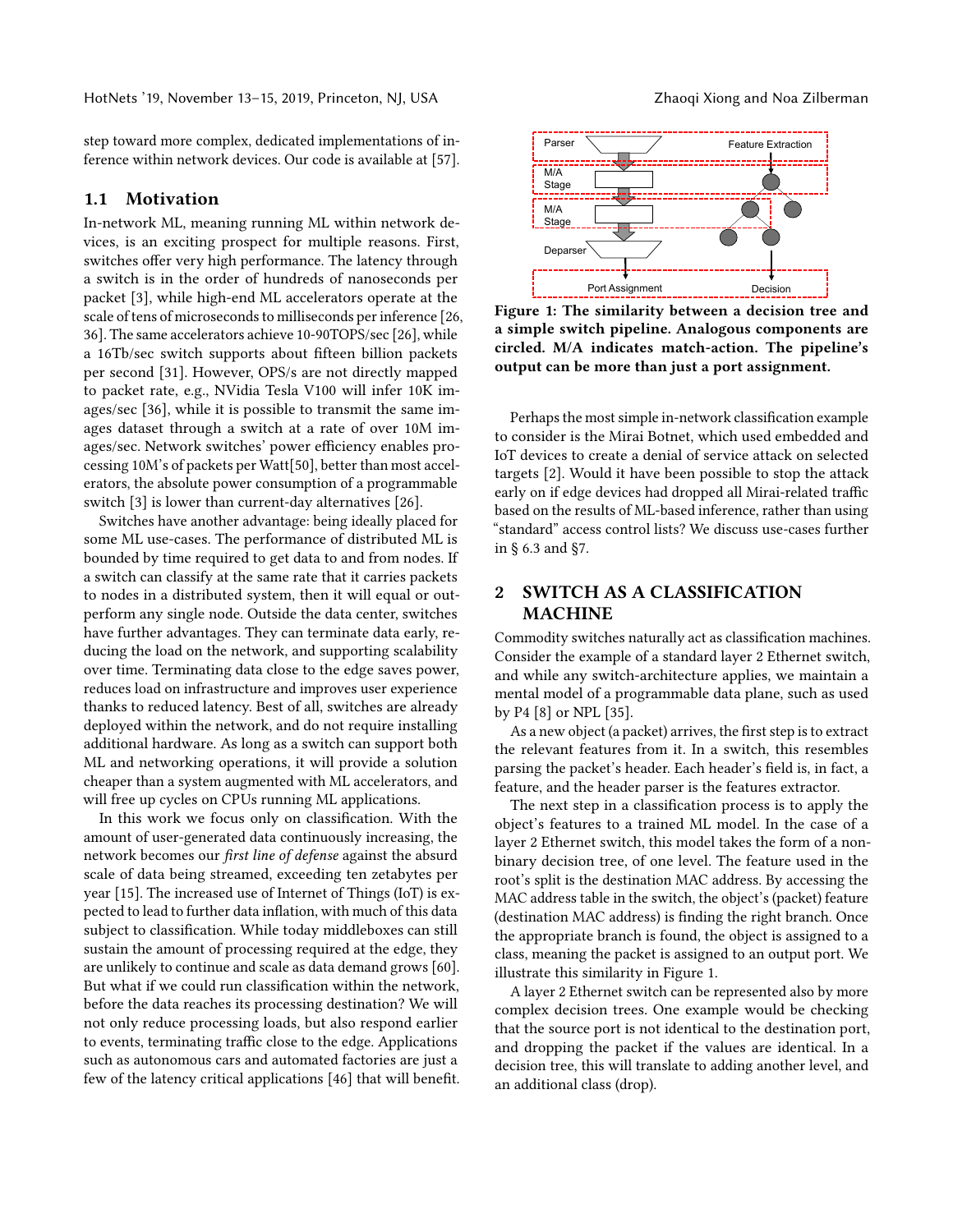step toward more complex, dedicated implementations of inference within network devices. Our code is available at [57].

### 1.1 Motivation

In-network ML, meaning running ML within network devices, is an exciting prospect for multiple reasons. First, switches offer very high performance. The latency through a switch is in the order of hundreds of nanoseconds per packet [3], while high-end ML accelerators operate at the scale of tens of microseconds to milliseconds per inference [26, 36]. The same accelerators achieve 10-90TOPS/sec [26], while a 16Tb/sec switch supports about fifteen billion packets per second [31]. However, OPS/s are not directly mapped to packet rate, e.g., NVidia Tesla V100 will infer 10K images/sec [36], while it is possible to transmit the same images dataset through a switch at a rate of over 10M images/sec. Network switches' power efficiency enables processing 10M's of packets per Watt[50], better than most accelerators, the absolute power consumption of a programmable switch [3] is lower than current-day alternatives [26].

Switches have another advantage: being ideally placed for some ML use-cases. The performance of distributed ML is bounded by time required to get data to and from nodes. If a switch can classify at the same rate that it carries packets to nodes in a distributed system, then it will equal or outperform any single node. Outside the data center, switches have further advantages. They can terminate data early, reducing the load on the network, and supporting scalability over time. Terminating data close to the edge saves power, reduces load on infrastructure and improves user experience thanks to reduced latency. Best of all, switches are already deployed within the network, and do not require installing additional hardware. As long as a switch can support both ML and networking operations, it will provide a solution cheaper than a system augmented with ML accelerators, and will free up cycles on CPUs running ML applications.

In this work we focus only on classification. With the amount of user-generated data continuously increasing, the network becomes our *first line of defense* against the absurd scale of data being streamed, exceeding ten zetabytes per year [15]. The increased use of Internet of Things (IoT) is expected to lead to further data inflation, with much of this data subject to classification. While today middleboxes can still sustain the amount of processing required at the edge, they are unlikely to continue and scale as data demand grows [60]. But what if we could run classification within the network, before the data reaches its processing destination? We will not only reduce processing loads, but also respond earlier to events, terminating traffic close to the edge. Applications such as autonomous cars and automated factories are just a few of the latency critical applications [46] that will benefit.

**Figure 1: The similarity between a decision tree and a simple switch pipeline. Analogous components are circled. M/A indicates match-action. The pipeline's output can be more than just a port assignment.**

Perhaps the most simple in-network classification example to consider is the Mirai Botnet, which used embedded and IoT devices to create a denial of service attack on selected targets [2]. Would it have been possible to stop the attack early on if edge devices had dropped all Mirai-related traffic based on the results of ML-based inference, rather than using "standard" access control lists? We discuss use-cases further in § 6.3 and §7.

## 2 SWITCH AS A CLASSIFICATION MACHINE

Commodity switches naturally act as classification machines. Consider the example of a standard layer 2 Ethernet switch, and while any switch-architecture applies, we maintain a mental model of a programmable data plane, such as used by P4 [8] or NPL [35].

As a new object (a packet) arrives, the first step is to extract the relevant features from it. In a switch, this resembles parsing the packet's header. Each header's field is, in fact, a feature, and the header parser is the features extractor.

The next step in a classification process is to apply the object's features to a trained ML model. In the case of a layer 2 Ethernet switch, this model takes the form of a non-binary decision tree, of one level. The feature used in the root's split is the destination MAC address. By accessing the MAC address table in the switch, the object's (packet) feature (destination MAC address) is finding the right branch. Once the appropriate branch is found, the object is assigned to a class, meaning the packet is assigned to an output port. We illustrate this similarity in Figure 1.

A layer 2 Ethernet switch can be represented also by more complex decision trees. One example would be checking that the source port is not identical to the destination port, and dropping the packet if the values are identical. In a decision tree, this will translate to adding another level, and an additional class (drop).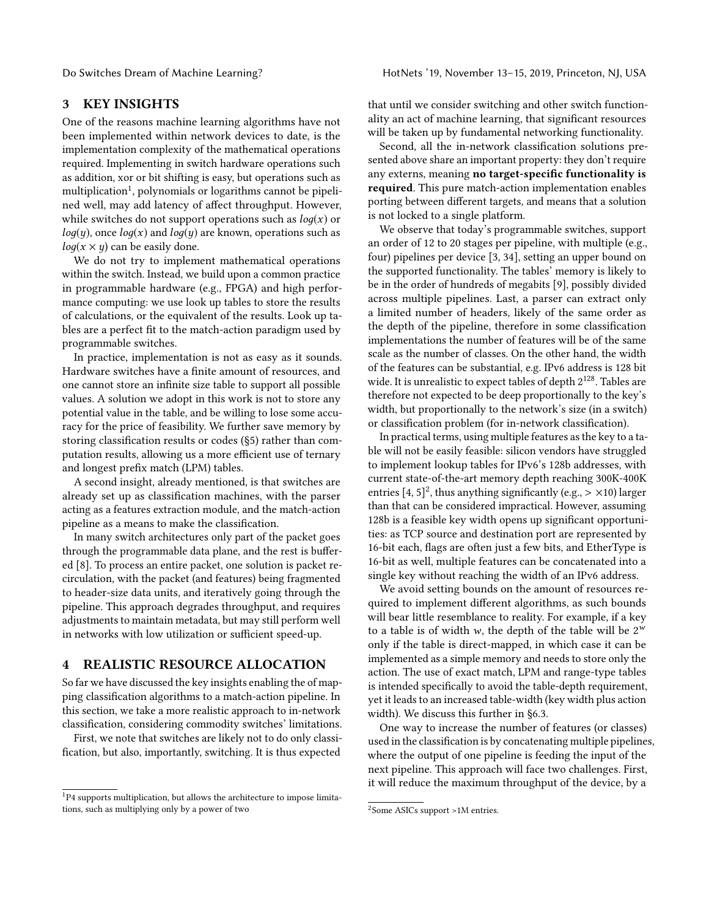## 3 KEY INSIGHTS

One of the reasons machine learning algorithms have not been implemented within network devices to date, is the implementation complexity of the mathematical operations required. Implementing in switch hardware operations such as addition, xor or bit shifting is easy, but operations such as multiplication[1], polynomials or logarithms cannot be pipelined well, may add latency of affect throughput. However, while switches do not support operations such as $log(x)$ or $log(y)$, once $log(x)$ and $log(y)$ are known, operations such as $log(x \times y)$ can be easily done.

We do not try to implement mathematical operations within the switch. Instead, we build upon a common practice in programmable hardware (e.g., FPGA) and high performance computing: we use look up tables to store the results of calculations, or the equivalent of the results. Look up tables are a perfect fit to the match-action paradigm used by programmable switches.

In practice, implementation is not as easy as it sounds. Hardware switches have a finite amount of resources, and one cannot store an infinite size table to support all possible values. A solution we adopt in this work is not to store any potential value in the table, and be willing to lose some accuracy for the price of feasibility. We further save memory by storing classification results or codes (§5) rather than computation results, allowing us a more efficient use of ternary and longest prefix match (LPM) tables.

A second insight, already mentioned, is that switches are already set up as classification machines, with the parser acting as a features extraction module, and the match-action pipeline as a means to make the classification.

In many switch architectures only part of the packet goes through the programmable data plane, and the rest is buffered [8]. To process an entire packet, one solution is packet recirculation, with the packet (and features) being fragmented to header-size data units, and iteratively going through the pipeline. This approach degrades throughput, and requires adjustments to maintain metadata, but may still perform well in networks with low utilization or sufficient speed-up.

## 4 REALISTIC RESOURCE ALLOCATION

So far we have discussed the key insights enabling the of mapping classification algorithms to a match-action pipeline. In this section, we take a more realistic approach to in-network classification, considering commodity switches' limitations.

First, we note that switches are likely not to do only classification, but also, importantly, switching. It is thus expected that until we consider switching and other switch functionality an act of machine learning, that significant resources will be taken up by fundamental networking functionality.

Second, all the in-network classification solutions presented above share an important property: they don't require any externs, meaning **no target-specific functionality is required**. This pure match-action implementation enables porting between different targets, and means that a solution is not locked to a single platform.

We observe that today's programmable switches, support an order of 12 to 20 stages per pipeline, with multiple (e.g., four) pipelines per device [3, 34], setting an upper bound on the supported functionality. The tables' memory is likely to be in the order of hundreds of megabits [9], possibly divided across multiple pipelines. Last, a parser can extract only a limited number of headers, likely of the same order as the depth of the pipeline, therefore in some classification implementations the number of features will be of the same scale as the number of classes. On the other hand, the width of the features can be substantial, e.g. IPv6 address is 128 bit wide. It is unrealistic to expect tables of depth $2^{128}$. Tables are therefore not expected to be deep proportionally to the key's width, but proportionally to the network's size (in a switch) or classification problem (for in-network classification).

In practical terms, using multiple features as the key to a table will not be easily feasible: silicon vendors have struggled to implement lookup tables for IPv6's 128b addresses, with current state-of-the-art memory depth reaching 300K-400K entries [4, 5][2], thus anything significantly (e.g., $> \times 10$) larger than that can be considered impractical. However, assuming 128b is a feasible key width opens up significant opportunities: as TCP source and destination port are represented by 16-bit each, flags are often just a few bits, and EtherType is 16-bit as well, multiple features can be concatenated into a single key without reaching the width of an IPv6 address.

We avoid setting bounds on the amount of resources required to implement different algorithms, as such bounds will bear little resemblance to reality. For example, if a key to a table is of width $w$, the depth of the table will be $2^w$ only if the table is direct-mapped, in which case it can be implemented as a simple memory and needs to store only the action. The use of exact match, LPM and range-type tables is intended specifically to avoid the table-depth requirement, yet it leads to an increased table-width (key width plus action width). We discuss this further in §6.3.

One way to increase the number of features (or classes) used in the classification is by concatenating multiple pipelines, where the output of one pipeline is feeding the input of the next pipeline. This approach will face two challenges. First, it will reduce the maximum throughput of the device, by a

[1] P4 supports multiplication, but allows the architecture to impose limitations, such as multiplying only by a power of two

[2] Some ASICs support >1M entries.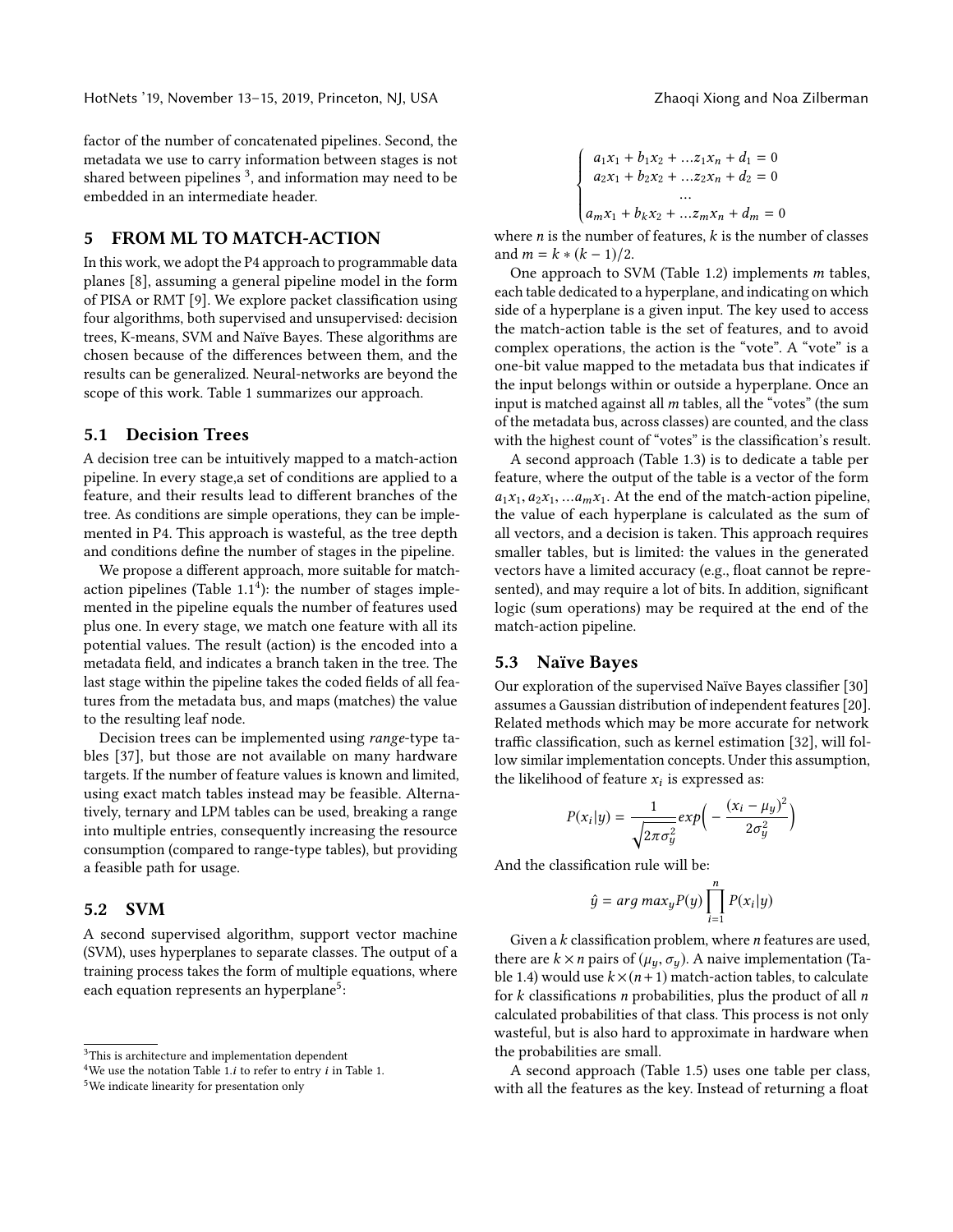factor of the number of concatenated pipelines. Second, the metadata we use to carry information between stages is not shared between pipelines [3], and information may need to be embedded in an intermediate header.

## 5 FROM ML TO MATCH-ACTION

In this work, we adopt the P4 approach to programmable data planes [8], assuming a general pipeline model in the form of PISA or RMT [9]. We explore packet classification using four algorithms, both supervised and unsupervised: decision trees, K-means, SVM and Naïve Bayes. These algorithms are chosen because of the differences between them, and the results can be generalized. Neural-networks are beyond the scope of this work. Table 1 summarizes our approach.

### 5.1 Decision Trees

A decision tree can be intuitively mapped to a match-action pipeline. In every stage,a set of conditions are applied to a feature, and their results lead to different branches of the tree. As conditions are simple operations, they can be implemented in P4. This approach is wasteful, as the tree depth and conditions define the number of stages in the pipeline.

We propose a different approach, more suitable for match-action pipelines (Table 1.1[4]): the number of stages implemented in the pipeline equals the number of features used plus one. In every stage, we match one feature with all its potential values. The result (action) is the encoded into a metadata field, and indicates a branch taken in the tree. The last stage within the pipeline takes the coded fields of all features from the metadata bus, and maps (matches) the value to the resulting leaf node.

Decision trees can be implemented using *range*-type tables [37], but those are not available on many hardware targets. If the number of feature values is known and limited, using exact match tables instead may be feasible. Alternatively, ternary and LPM tables can be used, breaking a range into multiple entries, consequently increasing the resource consumption (compared to range-type tables), but providing a feasible path for usage.

### 5.2 SVM

A second supervised algorithm, support vector machine (SVM), uses hyperplanes to separate classes. The output of a training process takes the form of multiple equations, where each equation represents an hyperplane[5]:

$$\begin{cases} a_1x_1 + b_1x_2 + \ldots z_1x_n + d_1 = 0 \\ a_2x_1 + b_2x_2 + \ldots z_2x_n + d_2 = 0 \\ \ldots \\ a_mx_1 + b_kx_2 + \ldots z_mx_n + d_m = 0 \end{cases}$$

where $n$ is the number of features, $k$ is the number of classes and $m = k * (k-1)/2$.

One approach to SVM (Table 1.2) implements $m$ tables, each table dedicated to a hyperplane, and indicating on which side of a hyperplane is a given input. The key used to access the match-action table is the set of features, and to avoid complex operations, the action is the "vote". A "vote" is a one-bit value mapped to the metadata bus that indicates if the input belongs within or outside a hyperplane. Once an input is matched against all $m$ tables, all the "votes" (the sum of the metadata bus, across classes) are counted, and the class with the highest count of "votes" is the classification's result.

A second approach (Table 1.3) is to dedicate a table per feature, where the output of the table is a vector of the form $a_1x_1, a_2x_1, \ldots a_mx_1$. At the end of the match-action pipeline, the value of each hyperplane is calculated as the sum of all vectors, and a decision is taken. This approach requires smaller tables, but is limited: the values in the generated vectors have a limited accuracy (e.g., float cannot be represented), and may require a lot of bits. In addition, significant logic (sum operations) may be required at the end of the match-action pipeline.

### 5.3 Naïve Bayes

Our exploration of the supervised Naïve Bayes classifier [30] assumes a Gaussian distribution of independent features [20]. Related methods which may be more accurate for network traffic classification, such as kernel estimation [32], will follow similar implementation concepts. Under this assumption, the likelihood of feature $x_i$ is expressed as:

$$P(x_i|y) = \frac{1}{\sqrt{2\pi\sigma_y^2}} exp\Big(-\frac{(x_i - \mu_y)^2}{2\sigma_y^2}\Big)$$

And the classification rule will be:

$$\hat{y} = arg\ max_y P(y) \prod_{i=1}^{n} P(x_i|y)$$

Given a $k$ classification problem, where $n$ features are used, there are $k \times n$ pairs of $(\mu_y, \sigma_y)$. A naive implementation (Table 1.4) would use $k \times (n+1)$ match-action tables, to calculate for $k$ classifications $n$ probabilities, plus the product of all $n$ calculated probabilities of that class. This process is not only wasteful, but is also hard to approximate in hardware when the probabilities are small.

A second approach (Table 1.5) uses one table per class, with all the features as the key. Instead of returning a float

---

[3] This is architecture and implementation dependent

[4] We use the notation Table 1.$i$ to refer to entry $i$ in Table 1.

[5] We indicate linearity for presentation only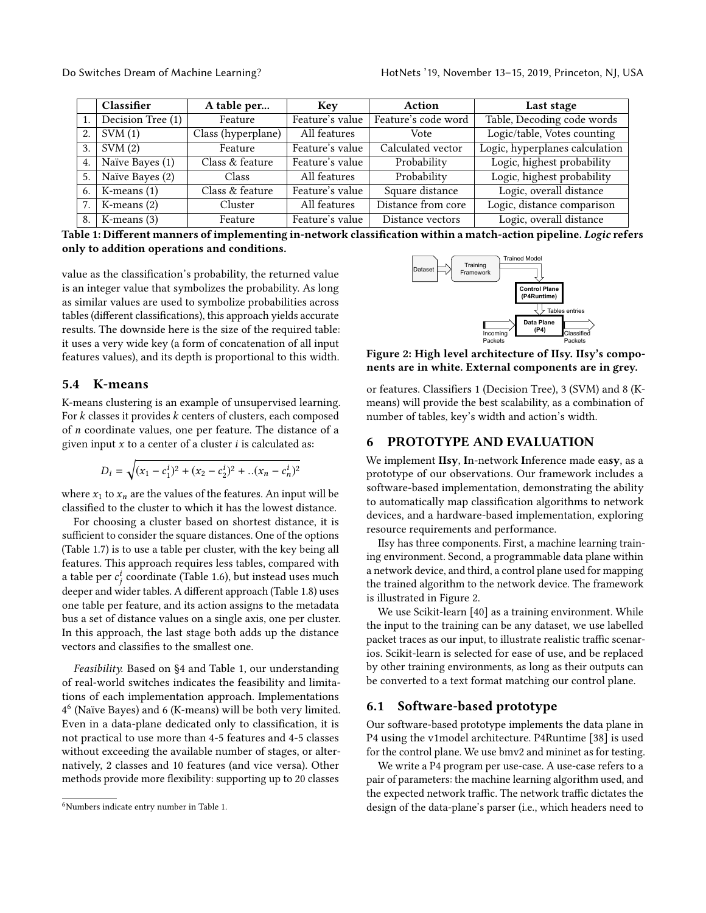|  | Classifier | A table per... | Key | Action | Last stage |
| --- | --- | --- | --- | --- | --- |
| 1. | Decision Tree (1) | Feature | Feature's value | Feature's code word | Table, Decoding code words |
| 2. | SVM (1) | Class (hyperplane) | All features | Vote | Logic/table, Votes counting |
| 3. | SVM (2) | Feature | Feature's value | Calculated vector | Logic, hyperplanes calculation |
| 4. | Naïve Bayes (1) | Class & feature | Feature's value | Probability | Logic, highest probability |
| 5. | Naïve Bayes (2) | Class | All features | Probability | Logic, highest probability |
| 6. | K-means (1) | Class & feature | Feature's value | Square distance | Logic, overall distance |
| 7. | K-means (2) | Cluster | All features | Distance from core | Logic, distance comparison |
| 8. | K-means (3) | Feature | Feature's value | Distance vectors | Logic, overall distance |

**Table 1: Different manners of implementing in-network classification within a match-action pipeline. *Logic* refers only to addition operations and conditions.**

value as the classification's probability, the returned value is an integer value that symbolizes the probability. As long as similar values are used to symbolize probabilities across tables (different classifications), this approach yields accurate results. The downside here is the size of the required table: it uses a very wide key (a form of concatenation of all input features values), and its depth is proportional to this width.

## 5.4 K-means

K-means clustering is an example of unsupervised learning. For $k$ classes it provides $k$ centers of clusters, each composed of $n$ coordinate values, one per feature. The distance of a given input $x$ to a center of a cluster $i$ is calculated as:

$$D_i = \sqrt{(x_1 - c_1^i)^2 + (x_2 - c_2^i)^2 + ..(x_n - c_n^i)^2}$$

where $x_1$ to $x_n$ are the values of the features. An input will be classified to the cluster to which it has the lowest distance.

For choosing a cluster based on shortest distance, it is sufficient to consider the square distances. One of the options (Table 1.7) is to use a table per cluster, with the key being all features. This approach requires less tables, compared with a table per $c_j^i$ coordinate (Table 1.6), but instead uses much deeper and wider tables. A different approach (Table 1.8) uses one table per feature, and its action assigns to the metadata bus a set of distance values on a single axis, one per cluster. In this approach, the last stage both adds up the distance vectors and classifies to the smallest one.

*Feasibility.* Based on §4 and Table 1, our understanding of real-world switches indicates the feasibility and limitations of each implementation approach. Implementations 4[6] (Naïve Bayes) and 6 (K-means) will be both very limited. Even in a data-plane dedicated only to classification, it is not practical to use more than 4-5 features and 4-5 classes without exceeding the available number of stages, or alternatively, 2 classes and 10 features (and vice versa). Other methods provide more flexibility: supporting up to 20 classes or features. Classifiers 1 (Decision Tree), 3 (SVM) and 8 (K-means) will provide the best scalability, as a combination of number of tables, key's width and action's width.

[6] Numbers indicate entry number in Table 1.

**Figure 2: High level architecture of IIsy. IIsy's components are in white. External components are in grey.**

## 6 PROTOTYPE AND EVALUATION

We implement **IIsy**, **I**n-network **I**nference made ea**sy**, as a prototype of our observations. Our framework includes a software-based implementation, demonstrating the ability to automatically map classification algorithms to network devices, and a hardware-based implementation, exploring resource requirements and performance.

IIsy has three components. First, a machine learning training environment. Second, a programmable data plane within a network device, and third, a control plane used for mapping the trained algorithm to the network device. The framework is illustrated in Figure 2.

We use Scikit-learn [40] as a training environment. While the input to the training can be any dataset, we use labelled packet traces as our input, to illustrate realistic traffic scenarios. Scikit-learn is selected for ease of use, and be replaced by other training environments, as long as their outputs can be converted to a text format matching our control plane.

### 6.1 Software-based prototype

Our software-based prototype implements the data plane in P4 using the v1model architecture. P4Runtime [38] is used for the control plane. We use bmv2 and mininet as for testing.

We write a P4 program per use-case. A use-case refers to a pair of parameters: the machine learning algorithm used, and the expected network traffic. The network traffic dictates the design of the data-plane's parser (i.e., which headers need to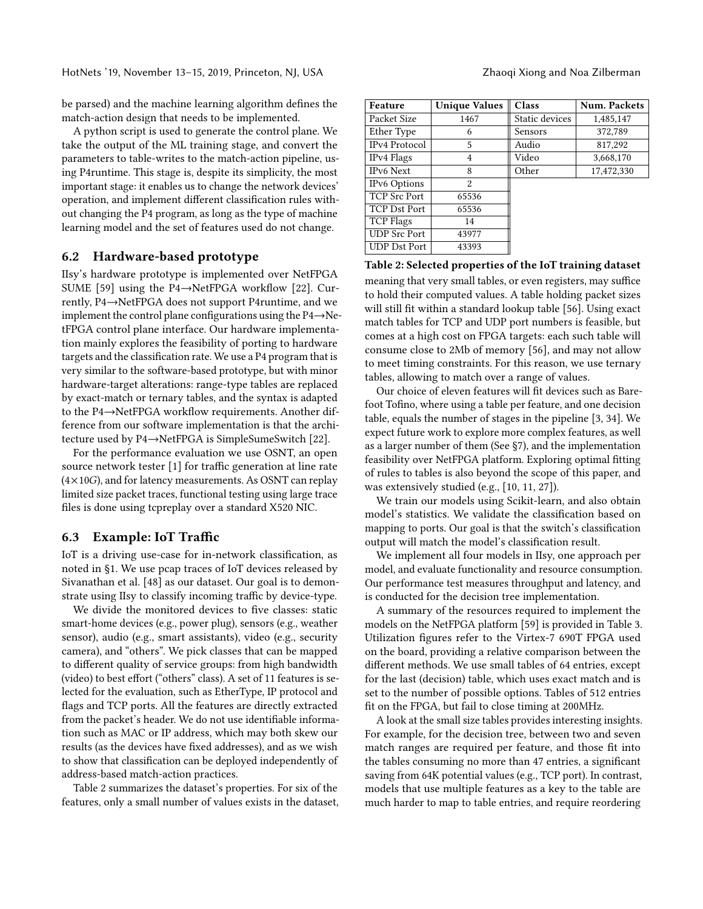be parsed) and the machine learning algorithm defines the match-action design that needs to be implemented.

A python script is used to generate the control plane. We take the output of the ML training stage, and convert the parameters to table-writes to the match-action pipeline, using P4runtime. This stage is, despite its simplicity, the most important stage: it enables us to change the network devices' operation, and implement different classification rules without changing the P4 program, as long as the type of machine learning model and the set of features used do not change.

## 6.2 Hardware-based prototype

IIsy's hardware prototype is implemented over NetFPGA SUME [59] using the P4→NetFPGA workflow [22]. Currently, P4→NetFPGA does not support P4runtime, and we implement the control plane configurations using the P4→NetFPGA control plane interface. Our hardware implementation mainly explores the feasibility of porting to hardware targets and the classification rate. We use a P4 program that is very similar to the software-based prototype, but with minor hardware-target alterations: range-type tables are replaced by exact-match or ternary tables, and the syntax is adapted to the P4→NetFPGA workflow requirements. Another difference from our software implementation is that the architecture used by P4→NetFPGA is SimpleSumeSwitch [22].

For the performance evaluation we use OSNT, an open source network tester [1] for traffic generation at line rate (4×10G), and for latency measurements. As OSNT can replay limited size packet traces, functional testing using large trace files is done using tcpreplay over a standard X520 NIC.

## 6.3 Example: IoT Traffic

IoT is a driving use-case for in-network classification, as noted in §1. We use pcap traces of IoT devices released by Sivanathan et al. [48] as our dataset. Our goal is to demonstrate using IIsy to classify incoming traffic by device-type.

We divide the monitored devices to five classes: static smart-home devices (e.g., power plug), sensors (e.g., weather sensor), audio (e.g., smart assistants), video (e.g., security camera), and "others". We pick classes that can be mapped to different quality of service groups: from high bandwidth (video) to best effort ("others" class). A set of 11 features is selected for the evaluation, such as EtherType, IP protocol and flags and TCP ports. All the features are directly extracted from the packet's header. We do not use identifiable information such as MAC or IP address, which may both skew our results (as the devices have fixed addresses), and as we wish to show that classification can be deployed independently of address-based match-action practices.

Table 2 summarizes the dataset's properties. For six of the features, only a small number of values exists in the dataset, meaning that very small tables, or even registers, may suffice to hold their computed values. A table holding packet sizes will still fit within a standard lookup table [56]. Using exact match tables for TCP and UDP port numbers is feasible, but comes at a high cost on FPGA targets: each such table will consume close to 2Mb of memory [56], and may not allow to meet timing constraints. For this reason, we use ternary tables, allowing to match over a range of values.

| Feature | Unique Values | Class | Num. Packets |
|---|---|---|---|
| Packet Size | 1467 | Static devices | 1,485,147 |
| Ether Type | 6 | Sensors | 372,789 |
| IPv4 Protocol | 5 | Audio | 817,292 |
| IPv4 Flags | 4 | Video | 3,668,170 |
| IPv6 Next | 8 | Other | 17,472,330 |
| IPv6 Options | 2 | | |
| TCP Src Port | 65536 | | |
| TCP Dst Port | 65536 | | |
| TCP Flags | 14 | | |
| UDP Src Port | 43977 | | |
| UDP Dst Port | 43393 | | |

**Table 2: Selected properties of the IoT training dataset**

Our choice of eleven features will fit devices such as Barefoot Tofino, where using a table per feature, and one decision table, equals the number of stages in the pipeline [3, 34]. We expect future work to explore more complex features, as well as a larger number of them (See §7), and the implementation feasibility over NetFPGA platform. Exploring optimal fitting of rules to tables is also beyond the scope of this paper, and was extensively studied (e.g., [10, 11, 27]).

We train our models using Scikit-learn, and also obtain model's statistics. We validate the classification based on mapping to ports. Our goal is that the switch's classification output will match the model's classification result.

We implement all four models in IIsy, one approach per model, and evaluate functionality and resource consumption. Our performance test measures throughput and latency, and is conducted for the decision tree implementation.

A summary of the resources required to implement the models on the NetFPGA platform [59] is provided in Table 3. Utilization figures refer to the Virtex-7 690T FPGA used on the board, providing a relative comparison between the different methods. We use small tables of 64 entries, except for the last (decision) table, which uses exact match and is set to the number of possible options. Tables of 512 entries fit on the FPGA, but fail to close timing at 200MHz.

A look at the small size tables provides interesting insights. For example, for the decision tree, between two and seven match ranges are required per feature, and those fit into the tables consuming no more than 47 entries, a significant saving from 64K potential values (e.g., TCP port). In contrast, models that use multiple features as a key to the table are much harder to map to table entries, and require reordering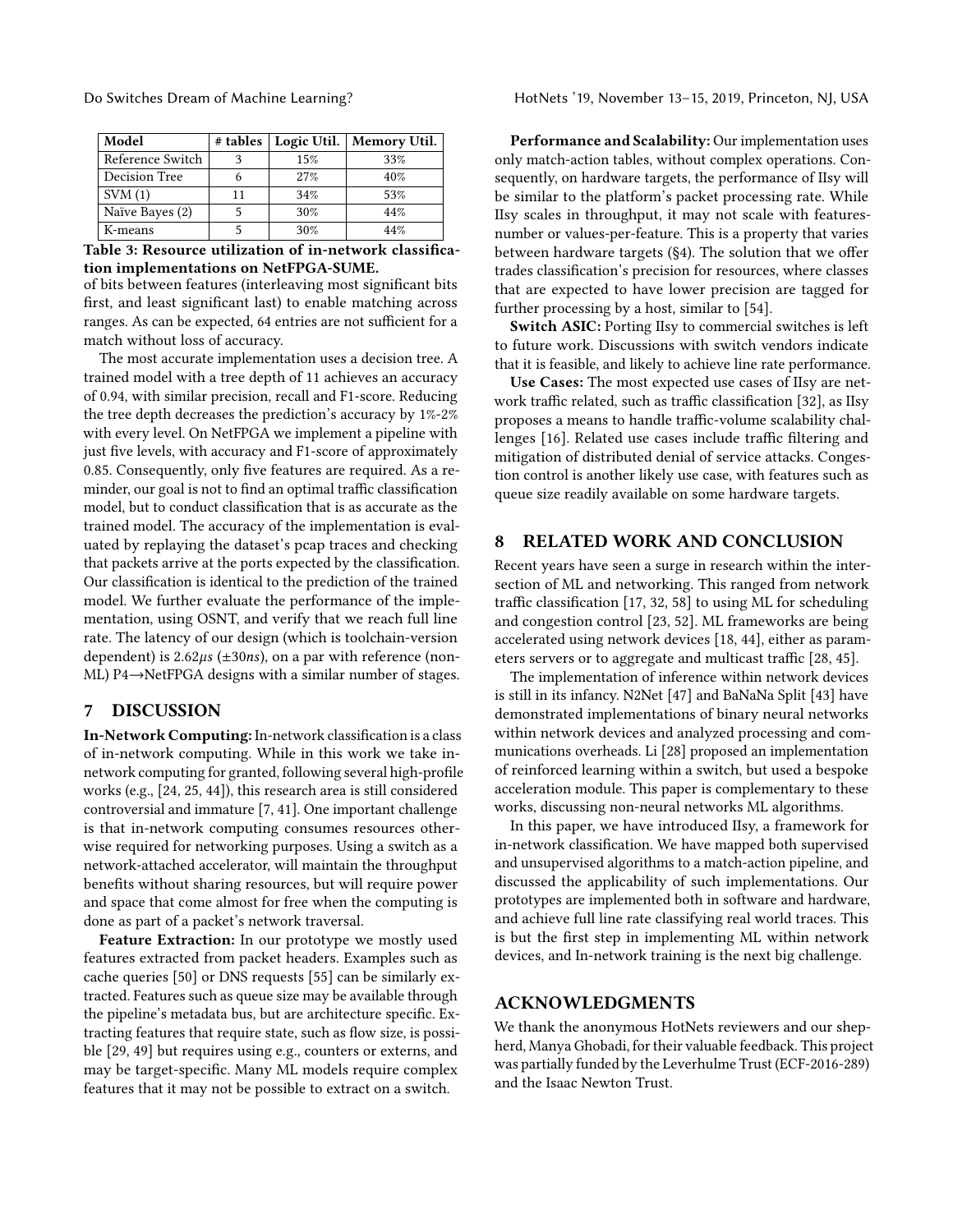| Model | # tables | Logic Util. | Memory Util. |
|---|---|---|---|
| Reference Switch | 3 | 15% | 33% |
| Decision Tree | 6 | 27% | 40% |
| SVM (1) | 11 | 34% | 53% |
| Naïve Bayes (2) | 5 | 30% | 44% |
| K-means | 5 | 30% | 44% |

**Table 3: Resource utilization of in-network classification implementations on NetFPGA-SUME.**

of bits between features (interleaving most significant bits first, and least significant last) to enable matching across ranges. As can be expected, 64 entries are not sufficient for a match without loss of accuracy.

The most accurate implementation uses a decision tree. A trained model with a tree depth of 11 achieves an accuracy of 0.94, with similar precision, recall and F1-score. Reducing the tree depth decreases the prediction's accuracy by 1%-2% with every level. On NetFPGA we implement a pipeline with just five levels, with accuracy and F1-score of approximately 0.85. Consequently, only five features are required. As a reminder, our goal is not to find an optimal traffic classification model, but to conduct classification that is as accurate as the trained model. The accuracy of the implementation is evaluated by replaying the dataset's pcap traces and checking that packets arrive at the ports expected by the classification. Our classification is identical to the prediction of the trained model. We further evaluate the performance of the implementation, using OSNT, and verify that we reach full line rate. The latency of our design (which is toolchain-version dependent) is $2.62\mu s$ ($\pm 30ns$), on a par with reference (non-ML) P4→NetFPGA designs with a similar number of stages.

## 7 DISCUSSION

**In-Network Computing:** In-network classification is a class of in-network computing. While in this work we take in-network computing for granted, following several high-profile works (e.g., [24, 25, 44]), this research area is still considered controversial and immature [7, 41]. One important challenge is that in-network computing consumes resources otherwise required for networking purposes. Using a switch as a network-attached accelerator, will maintain the throughput benefits without sharing resources, but will require power and space that come almost for free when the computing is done as part of a packet's network traversal.

**Feature Extraction:** In our prototype we mostly used features extracted from packet headers. Examples such as cache queries [50] or DNS requests [55] can be similarly extracted. Features such as queue size may be available through the pipeline's metadata bus, but are architecture specific. Extracting features that require state, such as flow size, is possible [29, 49] but requires using e.g., counters or externs, and may be target-specific. Many ML models require complex features that it may not be possible to extract on a switch.

**Performance and Scalability:** Our implementation uses only match-action tables, without complex operations. Consequently, on hardware targets, the performance of IIsy will be similar to the platform's packet processing rate. While IIsy scales in throughput, it may not scale with features-number or values-per-feature. This is a property that varies between hardware targets (§4). The solution that we offer trades classification's precision for resources, where classes that are expected to have lower precision are tagged for further processing by a host, similar to [54].

**Switch ASIC:** Porting IIsy to commercial switches is left to future work. Discussions with switch vendors indicate that it is feasible, and likely to achieve line rate performance.

**Use Cases:** The most expected use cases of IIsy are network traffic related, such as traffic classification [32], as IIsy proposes a means to handle traffic-volume scalability challenges [16]. Related use cases include traffic filtering and mitigation of distributed denial of service attacks. Congestion control is another likely use case, with features such as queue size readily available on some hardware targets.

## 8 RELATED WORK AND CONCLUSION

Recent years have seen a surge in research within the intersection of ML and networking. This ranged from network traffic classification [17, 32, 58] to using ML for scheduling and congestion control [23, 52]. ML frameworks are being accelerated using network devices [18, 44], either as parameters servers or to aggregate and multicast traffic [28, 45].

The implementation of inference within network devices is still in its infancy. N2Net [47] and BaNaNa Split [43] have demonstrated implementations of binary neural networks within network devices and analyzed processing and communications overheads. Li [28] proposed an implementation of reinforced learning within a switch, but used a bespoke acceleration module. This paper is complementary to these works, discussing non-neural networks ML algorithms.

In this paper, we have introduced IIsy, a framework for in-network classification. We have mapped both supervised and unsupervised algorithms to a match-action pipeline, and discussed the applicability of such implementations. Our prototypes are implemented both in software and hardware, and achieve full line rate classifying real world traces. This is but the first step in implementing ML within network devices, and In-network training is the next big challenge.

## ACKNOWLEDGMENTS

We thank the anonymous HotNets reviewers and our shepherd, Manya Ghobadi, for their valuable feedback. This project was partially funded by the Leverhulme Trust (ECF-2016-289) and the Isaac Newton Trust.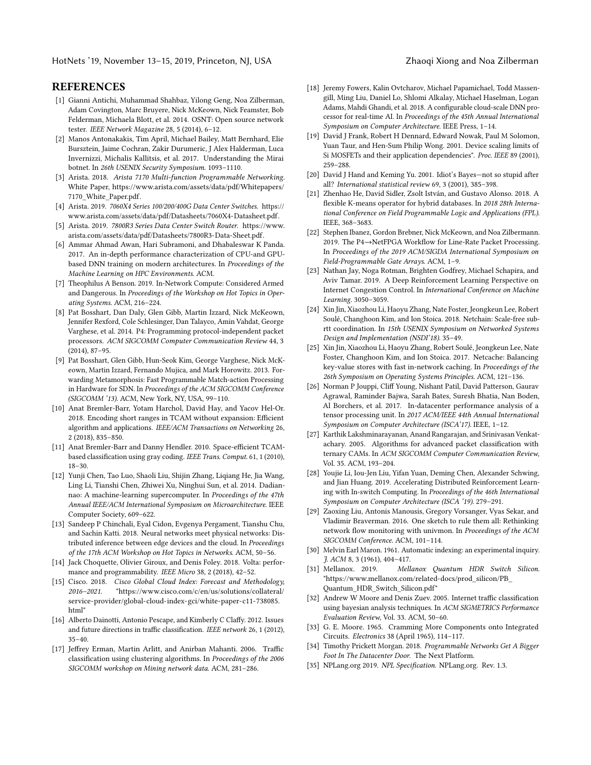## REFERENCES

[1] Gianni Antichi, Muhammad Shahbaz, Yilong Geng, Noa Zilberman, Adam Covington, Marc Bruyere, Nick McKeown, Nick Feamster, Bob Felderman, Michaela Blott, et al. 2014. OSNT: Open source network tester. *IEEE Network Magazine* 28, 5 (2014), 6–12.

[2] Manos Antonakakis, Tim April, Michael Bailey, Matt Bernhard, Elie Bursztein, Jaime Cochran, Zakir Durumeric, J Alex Halderman, Luca Invernizzi, Michalis Kallitsis, et al. 2017. Understanding the Mirai botnet. In *26th USENIX Security Symposium*. 1093–1110.

[3] Arista. 2018. *Arista 7170 Multi-function Programmable Networking*. White Paper, https://www.arista.com/assets/data/pdf/Whitepapers/7170_White_Paper.pdf.

[4] Arista. 2019. *7060X4 Series 100/200/400G Data Center Switches*. https://www.arista.com/assets/data/pdf/Datasheets/7060X4-Datasheet.pdf.

[5] Arista. 2019. *7800R3 Series Data Center Switch Router*. https://www.arista.com/assets/data/pdf/Datasheets/7800R3-Data-Sheet.pdf.

[6] Ammar Ahmad Awan, Hari Subramoni, and Dhabaleswar K Panda. 2017. An in-depth performance characterization of CPU-and GPU-based DNN training on modern architectures. In *Proceedings of the Machine Learning on HPC Environments*. ACM.

[7] Theophilus A Benson. 2019. In-Network Compute: Considered Armed and Dangerous. In *Proceedings of the Workshop on Hot Topics in Operating Systems*. ACM, 216–224.

[8] Pat Bosshart, Dan Daly, Glen Gibb, Martin Izzard, Nick McKeown, Jennifer Rexford, Cole Schlesinger, Dan Talayco, Amin Vahdat, George Varghese, et al. 2014. P4: Programming protocol-independent packet processors. *ACM SIGCOMM Computer Communication Review* 44, 3 (2014), 87–95.

[9] Pat Bosshart, Glen Gibb, Hun-Seok Kim, George Varghese, Nick McKeown, Martin Izzard, Fernando Mujica, and Mark Horowitz. 2013. Forwarding Metamorphosis: Fast Programmable Match-action Processing in Hardware for SDN. In *Proceedings of the ACM SIGCOMM Conference (SIGCOMM '13)*. ACM, New York, NY, USA, 99–110.

[10] Anat Bremler-Barr, Yotam Harchol, David Hay, and Yacov Hel-Or. 2018. Encoding short ranges in TCAM without expansion: Efficient algorithm and applications. *IEEE/ACM Transactions on Networking* 26, 2 (2018), 835–850.

[11] Anat Bremler-Barr and Danny Hendler. 2010. Space-efficient TCAM-based classification using gray coding. *IEEE Trans. Comput.* 61, 1 (2010), 18–30.

[12] Yunji Chen, Tao Luo, Shaoli Liu, Shijin Zhang, Liqiang He, Jia Wang, Ling Li, Tianshi Chen, Zhiwei Xu, Ninghui Sun, et al. 2014. Dadiannao: A machine-learning supercomputer. In *Proceedings of the 47th Annual IEEE/ACM International Symposium on Microarchitecture*. IEEE Computer Society, 609–622.

[13] Sandeep P Chinchali, Eyal Cidon, Evgenya Pergament, Tianshu Chu, and Sachin Katti. 2018. Neural networks meet physical networks: Distributed inference between edge devices and the cloud. In *Proceedings of the 17th ACM Workshop on Hot Topics in Networks*. ACM, 50–56.

[14] Jack Choquette, Olivier Giroux, and Denis Foley. 2018. Volta: performance and programmability. *IEEE Micro* 38, 2 (2018), 42–52.

[15] Cisco. 2018. *Cisco Global Cloud Index: Forecast and Methodology, 2016–2021*. "https://www.cisco.com/c/en/us/solutions/collateral/service-provider/global-cloud-index-gci/white-paper-c11-738085.html"

[16] Alberto Dainotti, Antonio Pescape, and Kimberly C Claffy. 2012. Issues and future directions in traffic classification. *IEEE network* 26, 1 (2012), 35–40.

[17] Jeffrey Erman, Martin Arlitt, and Anirban Mahanti. 2006. Traffic classification using clustering algorithms. In *Proceedings of the 2006 SIGCOMM workshop on Mining network data*. ACM, 281–286.

[18] Jeremy Fowers, Kalin Ovtcharov, Michael Papamichael, Todd Massengill, Ming Liu, Daniel Lo, Shlomi Alkalay, Michael Haselman, Logan Adams, Mahdi Ghandi, et al. 2018. A configurable cloud-scale DNN processor for real-time AI. In *Proceedings of the 45th Annual International Symposium on Computer Architecture*. IEEE Press, 1–14.

[19] David J Frank, Robert H Dennard, Edward Nowak, Paul M Solomon, Yuan Taur, and Hen-Sum Philip Wong. 2001. Device scaling limits of Si MOSFETs and their application dependencies". *Proc. IEEE* 89 (2001), 259–288.

[20] David J Hand and Keming Yu. 2001. Idiot's Bayes—not so stupid after all? *International statistical review* 69, 3 (2001), 385–398.

[21] Zhenhao He, David Sidler, Zsolt István, and Gustavo Alonso. 2018. A flexible K-means operator for hybrid databases. In *2018 28th International Conference on Field Programmable Logic and Applications (FPL)*. IEEE, 368–3683.

[22] Stephen Ibanez, Gordon Brebner, Nick McKeown, and Noa Zilbermann. 2019. The P4→NetFPGA Workflow for Line-Rate Packet Processing. In *Proceedings of the 2019 ACM/SIGDA International Symposium on Field-Programmable Gate Arrays*. ACM, 1–9.

[23] Nathan Jay, Noga Rotman, Brighten Godfrey, Michael Schapira, and Aviv Tamar. 2019. A Deep Reinforcement Learning Perspective on Internet Congestion Control. In *International Conference on Machine Learning*. 3050–3059.

[24] Xin Jin, Xiaozhou Li, Haoyu Zhang, Nate Foster, Jeongkeun Lee, Robert Soulé, Changhoon Kim, and Ion Stoica. 2018. Netchain: Scale-free sub-rtt coordination. In *15th USENIX Symposium on Networked Systems Design and Implementation (NSDI'18)*. 35–49.

[25] Xin Jin, Xiaozhou Li, Haoyu Zhang, Robert Soulé, Jeongkeun Lee, Nate Foster, Changhoon Kim, and Ion Stoica. 2017. Netcache: Balancing key-value stores with fast in-network caching. In *Proceedings of the 26th Symposium on Operating Systems Principles*. ACM, 121–136.

[26] Norman P Jouppi, Cliff Young, Nishant Patil, David Patterson, Gaurav Agrawal, Raminder Bajwa, Sarah Bates, Suresh Bhatia, Nan Boden, Al Borchers, et al. 2017. In-datacenter performance analysis of a tensor processing unit. In *2017 ACM/IEEE 44th Annual International Symposium on Computer Architecture (ISCA'17)*. IEEE, 1–12.

[27] Karthik Lakshminarayanan, Anand Rangarajan, and Srinivasan Venkatachary. 2005. Algorithms for advanced packet classification with ternary CAMs. In *ACM SIGCOMM Computer Communication Review*, Vol. 35. ACM, 193–204.

[28] Youjie Li, Iou-Jen Liu, Yifan Yuan, Deming Chen, Alexander Schwing, and Jian Huang. 2019. Accelerating Distributed Reinforcement Learning with In-switch Computing. In *Proceedings of the 46th International Symposium on Computer Architecture (ISCA '19)*. 279–291.

[29] Zaoxing Liu, Antonis Manousis, Gregory Vorsanger, Vyas Sekar, and Vladimir Braverman. 2016. One sketch to rule them all: Rethinking network flow monitoring with univmon. In *Proceedings of the ACM SIGCOMM Conference*. ACM, 101–114.

[30] Melvin Earl Maron. 1961. Automatic indexing: an experimental inquiry. *J. ACM* 8, 3 (1961), 404–417.

[31] Mellanox. 2019. *Mellanox Quantum HDR Switch Silicon*. "https://www.mellanox.com/related-docs/prod_silicon/PB_Quantum_HDR_Switch_Silicon.pdf"

[32] Andrew W Moore and Denis Zuev. 2005. Internet traffic classification using bayesian analysis techniques. In *ACM SIGMETRICS Performance Evaluation Review*, Vol. 33. ACM, 50–60.

[33] G. E. Moore. 1965. Cramming More Components onto Integrated Circuits. *Electronics* 38 (April 1965), 114–117.

[34] Timothy Prickett Morgan. 2018. *Programmable Networks Get A Bigger Foot In The Datacenter Door*. The Next Platform.

[35] NPLang.org 2019. *NPL Specification*. NPLang.org. Rev. 1.3.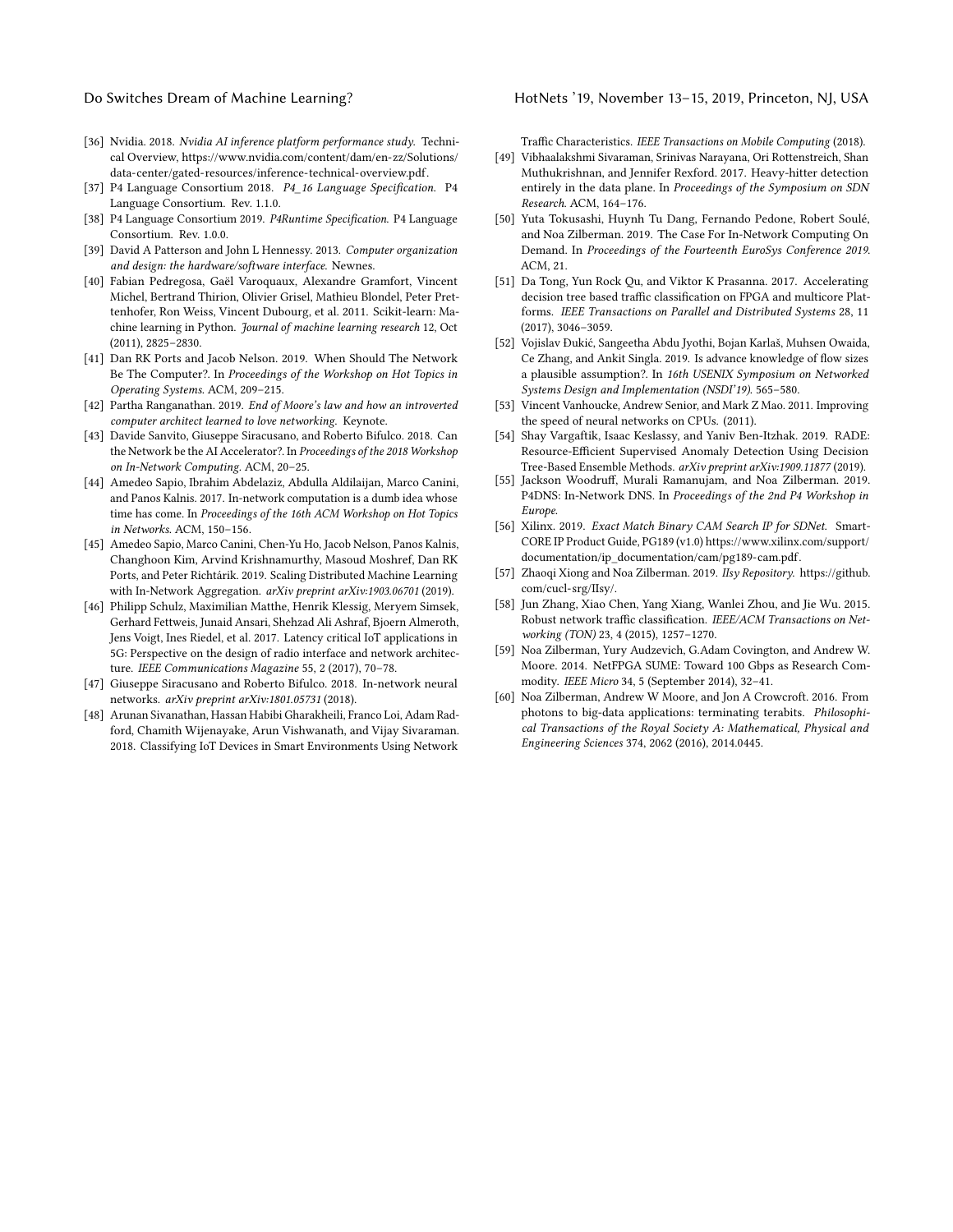[36] Nvidia. 2018. *Nvidia AI inference platform performance study*. Technical Overview, https://www.nvidia.com/content/dam/en-zz/Solutions/data-center/gated-resources/inference-technical-overview.pdf.

[37] P4 Language Consortium 2018. *P4_16 Language Specification*. P4 Language Consortium. Rev. 1.1.0.

[38] P4 Language Consortium 2019. *P4Runtime Specification*. P4 Language Consortium. Rev. 1.0.0.

[39] David A Patterson and John L Hennessy. 2013. *Computer organization and design: the hardware/software interface*. Newnes.

[40] Fabian Pedregosa, Gaël Varoquaux, Alexandre Gramfort, Vincent Michel, Bertrand Thirion, Olivier Grisel, Mathieu Blondel, Peter Prettenhofer, Ron Weiss, Vincent Dubourg, et al. 2011. Scikit-learn: Machine learning in Python. *Journal of machine learning research* 12, Oct (2011), 2825–2830.

[41] Dan RK Ports and Jacob Nelson. 2019. When Should The Network Be The Computer?. In *Proceedings of the Workshop on Hot Topics in Operating Systems*. ACM, 209–215.

[42] Partha Ranganathan. 2019. *End of Moore's law and how an introverted computer architect learned to love networking*. Keynote.

[43] Davide Sanvito, Giuseppe Siracusano, and Roberto Bifulco. 2018. Can the Network be the AI Accelerator?. In *Proceedings of the 2018 Workshop on In-Network Computing*. ACM, 20–25.

[44] Amedeo Sapio, Ibrahim Abdelaziz, Abdulla Aldilaijan, Marco Canini, and Panos Kalnis. 2017. In-network computation is a dumb idea whose time has come. In *Proceedings of the 16th ACM Workshop on Hot Topics in Networks*. ACM, 150–156.

[45] Amedeo Sapio, Marco Canini, Chen-Yu Ho, Jacob Nelson, Panos Kalnis, Changhoon Kim, Arvind Krishnamurthy, Masoud Moshref, Dan RK Ports, and Peter Richtárik. 2019. Scaling Distributed Machine Learning with In-Network Aggregation. *arXiv preprint arXiv:1903.06701* (2019).

[46] Philipp Schulz, Maximilian Matthe, Henrik Klessig, Meryem Simsek, Gerhard Fettweis, Junaid Ansari, Shehzad Ali Ashraf, Bjoern Almeroth, Jens Voigt, Ines Riedel, et al. 2017. Latency critical IoT applications in 5G: Perspective on the design of radio interface and network architecture. *IEEE Communications Magazine* 55, 2 (2017), 70–78.

[47] Giuseppe Siracusano and Roberto Bifulco. 2018. In-network neural networks. *arXiv preprint arXiv:1801.05731* (2018).

[48] Arunan Sivanathan, Hassan Habibi Gharakheili, Franco Loi, Adam Radford, Chamith Wijenayake, Arun Vishwanath, and Vijay Sivaraman. 2018. Classifying IoT Devices in Smart Environments Using Network Traffic Characteristics. *IEEE Transactions on Mobile Computing* (2018).

[49] Vibhaalakshmi Sivaraman, Srinivas Narayana, Ori Rottenstreich, Shan Muthukrishnan, and Jennifer Rexford. 2017. Heavy-hitter detection entirely in the data plane. In *Proceedings of the Symposium on SDN Research*. ACM, 164–176.

[50] Yuta Tokusashi, Huynh Tu Dang, Fernando Pedone, Robert Soulé, and Noa Zilberman. 2019. The Case For In-Network Computing On Demand. In *Proceedings of the Fourteenth EuroSys Conference 2019*. ACM, 21.

[51] Da Tong, Yun Rock Qu, and Viktor K Prasanna. 2017. Accelerating decision tree based traffic classification on FPGA and multicore Platforms. *IEEE Transactions on Parallel and Distributed Systems* 28, 11 (2017), 3046–3059.

[52] Vojislav Đukić, Sangeetha Abdu Jyothi, Bojan Karlaš, Muhsen Owaida, Ce Zhang, and Ankit Singla. 2019. Is advance knowledge of flow sizes a plausible assumption?. In *16th USENIX Symposium on Networked Systems Design and Implementation (NSDI'19)*. 565–580.

[53] Vincent Vanhoucke, Andrew Senior, and Mark Z Mao. 2011. Improving the speed of neural networks on CPUs. (2011).

[54] Shay Vargaftik, Isaac Keslassy, and Yaniv Ben-Itzhak. 2019. RADE: Resource-Efficient Supervised Anomaly Detection Using Decision Tree-Based Ensemble Methods. *arXiv preprint arXiv:1909.11877* (2019).

[55] Jackson Woodruff, Murali Ramanujam, and Noa Zilberman. 2019. P4DNS: In-Network DNS. In *Proceedings of the 2nd P4 Workshop in Europe*.

[56] Xilinx. 2019. *Exact Match Binary CAM Search IP for SDNet*. SmartCORE IP Product Guide, PG189 (v1.0) https://www.xilinx.com/support/documentation/ip_documentation/cam/pg189-cam.pdf.

[57] Zhaoqi Xiong and Noa Zilberman. 2019. *IIsy Repository*. https://github.com/cucl-srg/IIsy/.

[58] Jun Zhang, Xiao Chen, Yang Xiang, Wanlei Zhou, and Jie Wu. 2015. Robust network traffic classification. *IEEE/ACM Transactions on Networking (TON)* 23, 4 (2015), 1257–1270.

[59] Noa Zilberman, Yury Audzevich, G.Adam Covington, and Andrew W. Moore. 2014. NetFPGA SUME: Toward 100 Gbps as Research Commodity. *IEEE Micro* 34, 5 (September 2014), 32–41.

[60] Noa Zilberman, Andrew W Moore, and Jon A Crowcroft. 2016. From photons to big-data applications: terminating terabits. *Philosophical Transactions of the Royal Society A: Mathematical, Physical and Engineering Sciences* 374, 2062 (2016), 2014.0445.